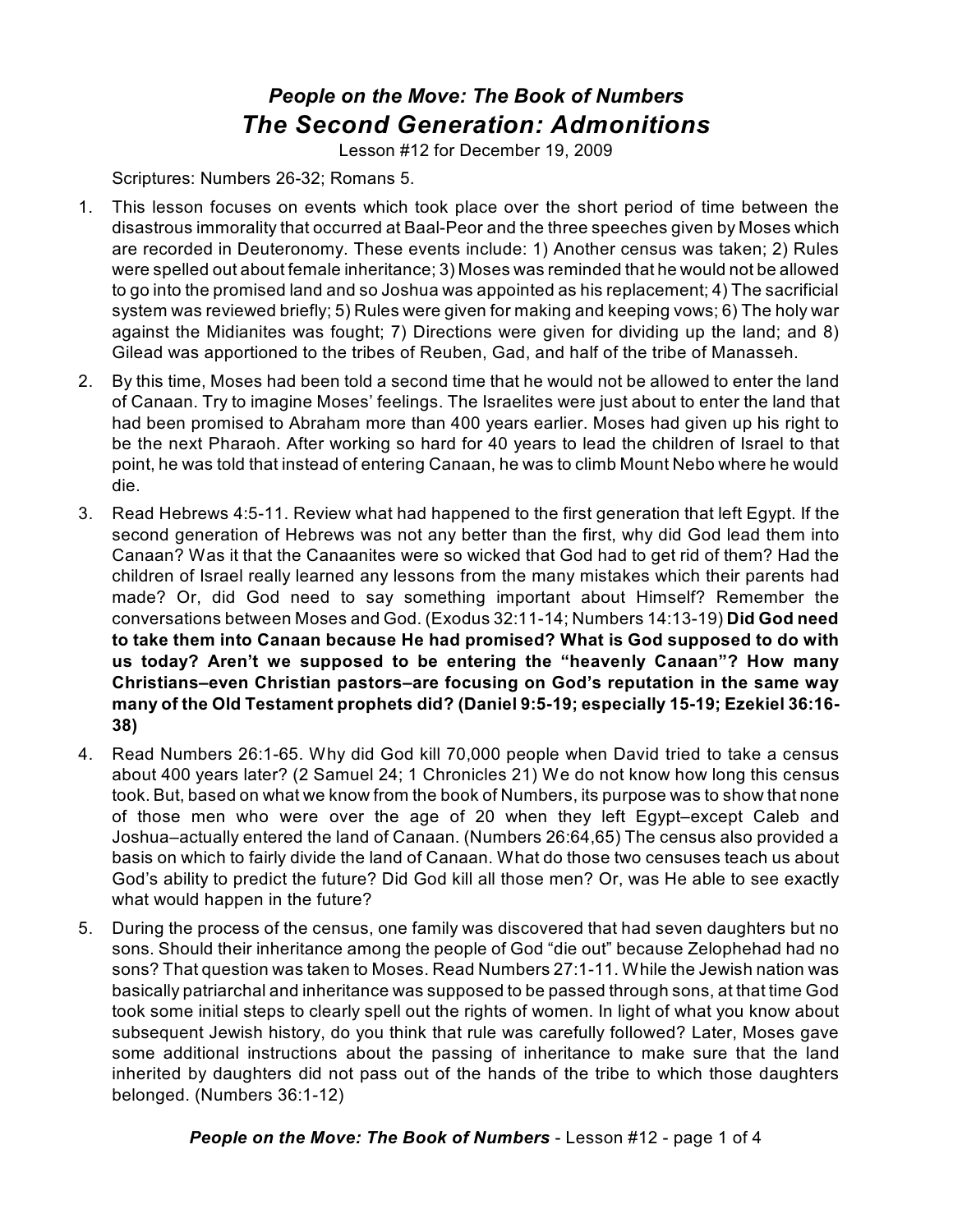# *People on the Move: The Book of Numbers*

## *The Second Generation: Admonitions*

Lesson #12 for December 19, 2009

Scriptures: Numbers 26-32; Romans 5.

1. This lesson focuses on events which took place over the short period of time between the disastrous immorality that occurred at Baal-Peor and the three speeches given by Moses which are recorded in Deuteronomy. These events include: 1) Another census was taken; 2) Rules were spelled out about female inheritance; 3) Moses was reminded that he would not be allowed to go into the promised land and so Joshua was appointed as his replacement; 4) The sacrificial system was reviewed briefly; 5) Rules were given for making and keeping vows; 6) The holy war against the Midianites was fought; 7) Directions were given for dividing up the land; and 8) Gilead was apportioned to the tribes of Reuben, Gad, and half of the tribe of Manasseh.

2. By this time, Moses had been told a second time that he would not be allowed to enter the land of Canaan. Try to imagine Moses' feelings. The Israelites were just about to enter the land that had been promised to Abraham more than 400 years earlier. Moses had given up his right to be the next Pharaoh. After working so hard for 40 years to lead the children of Israel to that point, he was told that instead of entering Canaan, he was to climb Mount Nebo where he would die.

3. Read Hebrews 4:5-11. Review what had happened to the first generation that left Egypt. If the second generation of Hebrews was not any better than the first, why did God lead them into Canaan? Was it that the Canaanites were so wicked that God had to get rid of them? Had the children of Israel really learned any lessons from the many mistakes which their parents had made? Or, did God need to say something important about Himself? Remember the conversations between Moses and God. (Exodus 32:11-14; Numbers 14:13-19) **Did God need to take them into Canaan because He had promised? What is God supposed to do with us today? Aren't we supposed to be entering the "heavenly Canaan"? How many Christians–even Christian pastors–are focusing on God's reputation in the same way many of the Old Testament prophets did? (Daniel 9:5-19; especially 15-19; Ezekiel 36:16-38)**

4. Read Numbers 26:1-65. Why did God kill 70,000 people when David tried to take a census about 400 years later? (2 Samuel 24; 1 Chronicles 21) We do not know how long this census took. But, based on what we know from the book of Numbers, its purpose was to show that none of those men who were over the age of 20 when they left Egypt–except Caleb and Joshua–actually entered the land of Canaan. (Numbers 26:64,65) The census also provided a basis on which to fairly divide the land of Canaan. What do those two censuses teach us about God's ability to predict the future? Did God kill all those men? Or, was He able to see exactly what would happen in the future?

5. During the process of the census, one family was discovered that had seven daughters but no sons. Should their inheritance among the people of God "die out" because Zelophehad had no sons? That question was taken to Moses. Read Numbers 27:1-11. While the Jewish nation was basically patriarchal and inheritance was supposed to be passed through sons, at that time God took some initial steps to clearly spell out the rights of women. In light of what you know about subsequent Jewish history, do you think that rule was carefully followed? Later, Moses gave some additional instructions about the passing of inheritance to make sure that the land inherited by daughters did not pass out of the hands of the tribe to which those daughters belonged. (Numbers 36:1-12)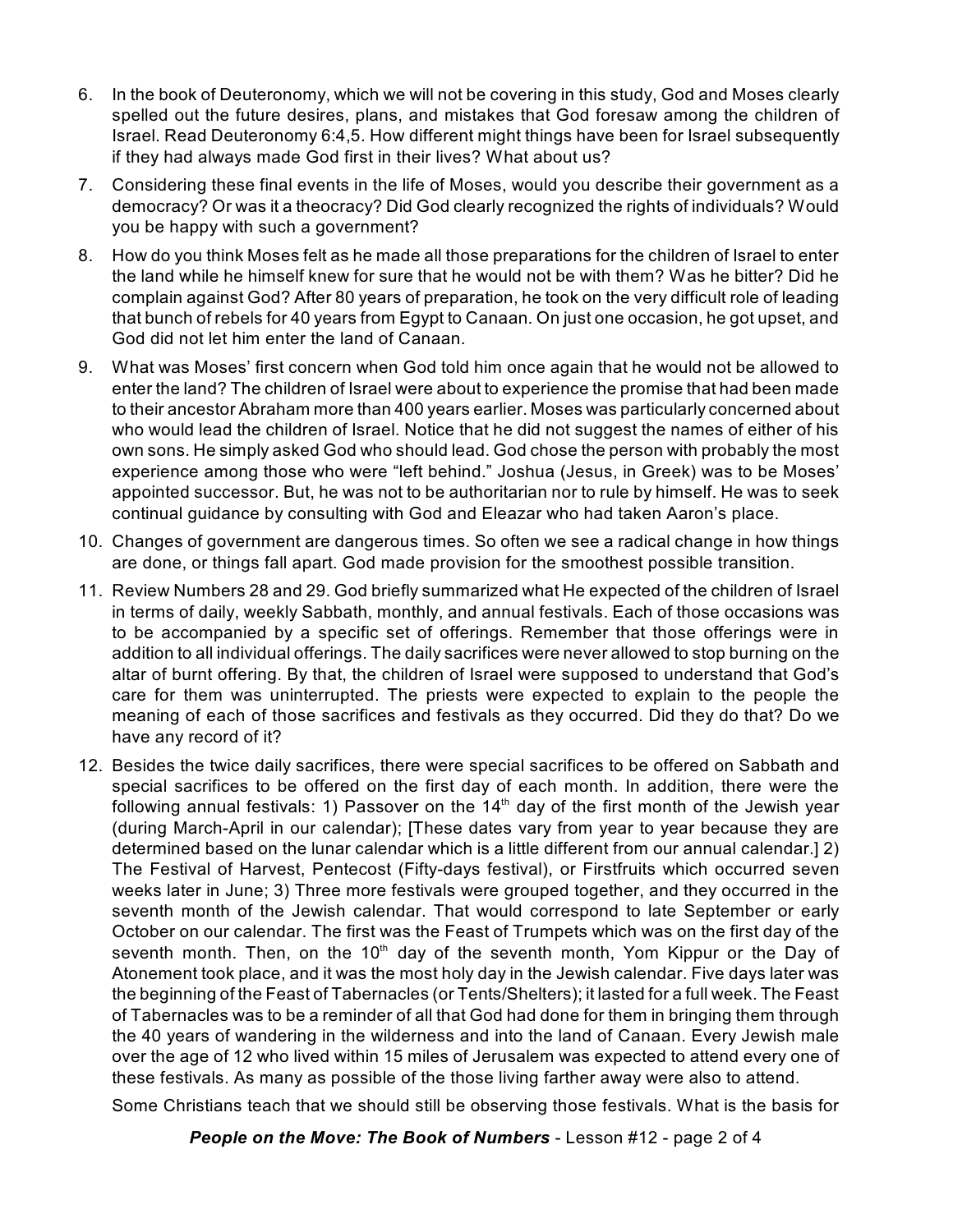6. In the book of Deuteronomy, which we will not be covering in this study, God and Moses clearly spelled out the future desires, plans, and mistakes that God foresaw among the children of Israel. Read Deuteronomy 6:4,5. How different might things have been for Israel subsequently if they had always made God first in their lives? What about us?

7. Considering these final events in the life of Moses, would you describe their government as a democracy? Or was it a theocracy? Did God clearly recognized the rights of individuals? Would you be happy with such a government?

8. How do you think Moses felt as he made all those preparations for the children of Israel to enter the land while he himself knew for sure that he would not be with them? Was he bitter? Did he complain against God? After 80 years of preparation, he took on the very difficult role of leading that bunch of rebels for 40 years from Egypt to Canaan. On just one occasion, he got upset, and God did not let him enter the land of Canaan.

9. What was Moses' first concern when God told him once again that he would not be allowed to enter the land? The children of Israel were about to experience the promise that had been made to their ancestor Abraham more than 400 years earlier. Moses was particularly concerned about who would lead the children of Israel. Notice that he did not suggest the names of either of his own sons. He simply asked God who should lead. God chose the person with probably the most experience among those who were "left behind." Joshua (Jesus, in Greek) was to be Moses' appointed successor. But, he was not to be authoritarian nor to rule by himself. He was to seek continual guidance by consulting with God and Eleazar who had taken Aaron's place.

10. Changes of government are dangerous times. So often we see a radical change in how things are done, or things fall apart. God made provision for the smoothest possible transition.

11. Review Numbers 28 and 29. God briefly summarized what He expected of the children of Israel in terms of daily, weekly Sabbath, monthly, and annual festivals. Each of those occasions was to be accompanied by a specific set of offerings. Remember that those offerings were in addition to all individual offerings. The daily sacrifices were never allowed to stop burning on the altar of burnt offering. By that, the children of Israel were supposed to understand that God's care for them was uninterrupted. The priests were expected to explain to the people the meaning of each of those sacrifices and festivals as they occurred. Did they do that? Do we have any record of it?

12. Besides the twice daily sacrifices, there were special sacrifices to be offered on Sabbath and special sacrifices to be offered on the first day of each month. In addition, there were the following annual festivals: 1) Passover on the 14th day of the first month of the Jewish year (during March-April in our calendar); [These dates vary from year to year because they are determined based on the lunar calendar which is a little different from our annual calendar.] 2) The Festival of Harvest, Pentecost (Fifty-days festival), or Firstfruits which occurred seven weeks later in June; 3) Three more festivals were grouped together, and they occurred in the seventh month of the Jewish calendar. That would correspond to late September or early October on our calendar. The first was the Feast of Trumpets which was on the first day of the seventh month. Then, on the 10th day of the seventh month, Yom Kippur or the Day of Atonement took place, and it was the most holy day in the Jewish calendar. Five days later was the beginning of the Feast of Tabernacles (or Tents/Shelters); it lasted for a full week. The Feast of Tabernacles was to be a reminder of all that God had done for them in bringing them through the 40 years of wandering in the wilderness and into the land of Canaan. Every Jewish male over the age of 12 who lived within 15 miles of Jerusalem was expected to attend every one of these festivals. As many as possible of the those living farther away were also to attend.

   Some Christians teach that we should still be observing those festivals. What is the basis for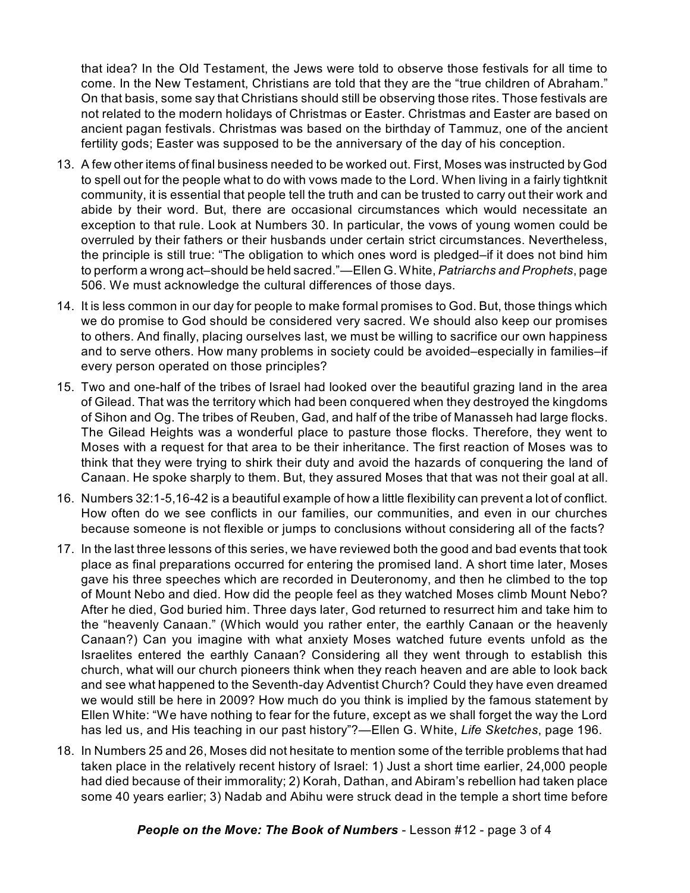that idea? In the Old Testament, the Jews were told to observe those festivals for all time to come. In the New Testament, Christians are told that they are the "true children of Abraham." On that basis, some say that Christians should still be observing those rites. Those festivals are not related to the modern holidays of Christmas or Easter. Christmas and Easter are based on ancient pagan festivals. Christmas was based on the birthday of Tammuz, one of the ancient fertility gods; Easter was supposed to be the anniversary of the day of his conception.

13. A few other items of final business needed to be worked out. First, Moses was instructed by God to spell out for the people what to do with vows made to the Lord. When living in a fairly tightknit community, it is essential that people tell the truth and can be trusted to carry out their work and abide by their word. But, there are occasional circumstances which would necessitate an exception to that rule. Look at Numbers 30. In particular, the vows of young women could be overruled by their fathers or their husbands under certain strict circumstances. Nevertheless, the principle is still true: "The obligation to which ones word is pledged–if it does not bind him to perform a wrong act–should be held sacred."—Ellen G. White, *Patriarchs and Prophets*, page 506. We must acknowledge the cultural differences of those days.

14. It is less common in our day for people to make formal promises to God. But, those things which we do promise to God should be considered very sacred. We should also keep our promises to others. And finally, placing ourselves last, we must be willing to sacrifice our own happiness and to serve others. How many problems in society could be avoided–especially in families–if every person operated on those principles?

15. Two and one-half of the tribes of Israel had looked over the beautiful grazing land in the area of Gilead. That was the territory which had been conquered when they destroyed the kingdoms of Sihon and Og. The tribes of Reuben, Gad, and half of the tribe of Manasseh had large flocks. The Gilead Heights was a wonderful place to pasture those flocks. Therefore, they went to Moses with a request for that area to be their inheritance. The first reaction of Moses was to think that they were trying to shirk their duty and avoid the hazards of conquering the land of Canaan. He spoke sharply to them. But, they assured Moses that that was not their goal at all.

16. Numbers 32:1-5,16-42 is a beautiful example of how a little flexibility can prevent a lot of conflict. How often do we see conflicts in our families, our communities, and even in our churches because someone is not flexible or jumps to conclusions without considering all of the facts?

17. In the last three lessons of this series, we have reviewed both the good and bad events that took place as final preparations occurred for entering the promised land. A short time later, Moses gave his three speeches which are recorded in Deuteronomy, and then he climbed to the top of Mount Nebo and died. How did the people feel as they watched Moses climb Mount Nebo? After he died, God buried him. Three days later, God returned to resurrect him and take him to the "heavenly Canaan." (Which would you rather enter, the earthly Canaan or the heavenly Canaan?) Can you imagine with what anxiety Moses watched future events unfold as the Israelites entered the earthly Canaan? Considering all they went through to establish this church, what will our church pioneers think when they reach heaven and are able to look back and see what happened to the Seventh-day Adventist Church? Could they have even dreamed we would still be here in 2009? How much do you think is implied by the famous statement by Ellen White: "We have nothing to fear for the future, except as we shall forget the way the Lord has led us, and His teaching in our past history"?—Ellen G. White, *Life Sketches*, page 196.

18. In Numbers 25 and 26, Moses did not hesitate to mention some of the terrible problems that had taken place in the relatively recent history of Israel: 1) Just a short time earlier, 24,000 people had died because of their immorality; 2) Korah, Dathan, and Abiram's rebellion had taken place some 40 years earlier; 3) Nadab and Abihu were struck dead in the temple a short time before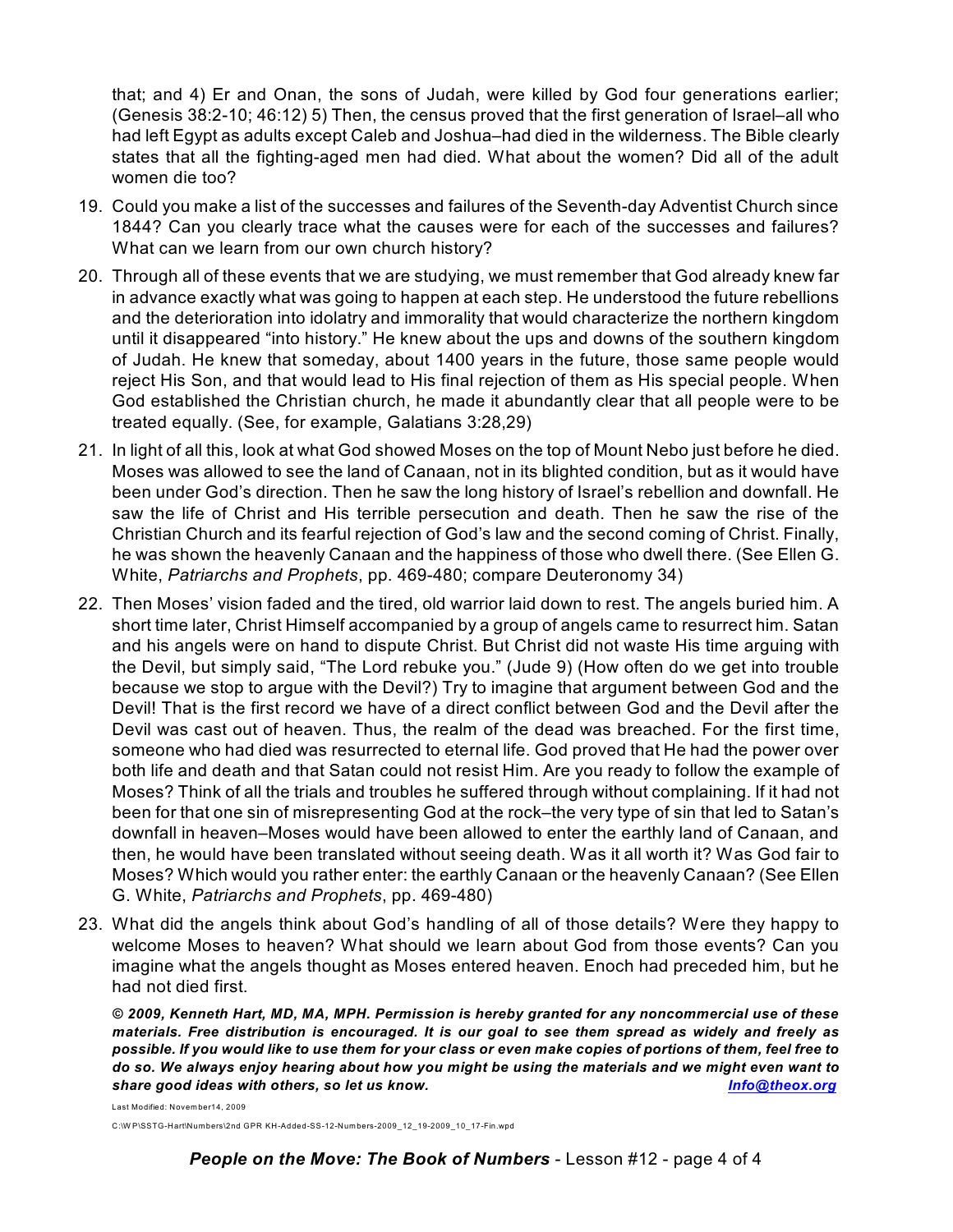that; and 4) Er and Onan, the sons of Judah, were killed by God four generations earlier; (Genesis 38:2-10; 46:12) 5) Then, the census proved that the first generation of Israel–all who had left Egypt as adults except Caleb and Joshua–had died in the wilderness. The Bible clearly states that all the fighting-aged men had died. What about the women? Did all of the adult women die too?

19. Could you make a list of the successes and failures of the Seventh-day Adventist Church since 1844? Can you clearly trace what the causes were for each of the successes and failures? What can we learn from our own church history?

20. Through all of these events that we are studying, we must remember that God already knew far in advance exactly what was going to happen at each step. He understood the future rebellions and the deterioration into idolatry and immorality that would characterize the northern kingdom until it disappeared "into history." He knew about the ups and downs of the southern kingdom of Judah. He knew that someday, about 1400 years in the future, those same people would reject His Son, and that would lead to His final rejection of them as His special people. When God established the Christian church, he made it abundantly clear that all people were to be treated equally. (See, for example, Galatians 3:28,29)

21. In light of all this, look at what God showed Moses on the top of Mount Nebo just before he died. Moses was allowed to see the land of Canaan, not in its blighted condition, but as it would have been under God's direction. Then he saw the long history of Israel's rebellion and downfall. He saw the life of Christ and His terrible persecution and death. Then he saw the rise of the Christian Church and its fearful rejection of God's law and the second coming of Christ. Finally, he was shown the heavenly Canaan and the happiness of those who dwell there. (See Ellen G. White, *Patriarchs and Prophets*, pp. 469-480; compare Deuteronomy 34)

22. Then Moses' vision faded and the tired, old warrior laid down to rest. The angels buried him. A short time later, Christ Himself accompanied by a group of angels came to resurrect him. Satan and his angels were on hand to dispute Christ. But Christ did not waste His time arguing with the Devil, but simply said, "The Lord rebuke you." (Jude 9) (How often do we get into trouble because we stop to argue with the Devil?) Try to imagine that argument between God and the Devil! That is the first record we have of a direct conflict between God and the Devil after the Devil was cast out of heaven. Thus, the realm of the dead was breached. For the first time, someone who had died was resurrected to eternal life. God proved that He had the power over both life and death and that Satan could not resist Him. Are you ready to follow the example of Moses? Think of all the trials and troubles he suffered through without complaining. If it had not been for that one sin of misrepresenting God at the rock–the very type of sin that led to Satan's downfall in heaven–Moses would have been allowed to enter the earthly land of Canaan, and then, he would have been translated without seeing death. Was it all worth it? Was God fair to Moses? Which would you rather enter: the earthly Canaan or the heavenly Canaan? (See Ellen G. White, *Patriarchs and Prophets*, pp. 469-480)

23. What did the angels think about God's handling of all of those details? Were they happy to welcome Moses to heaven? What should we learn about God from those events? Can you imagine what the angels thought as Moses entered heaven. Enoch had preceded him, but he had not died first.

***© 2009, Kenneth Hart, MD, MA, MPH. Permission is hereby granted for any noncommercial use of these materials. Free distribution is encouraged. It is our goal to see them spread as widely and freely as possible. If you would like to use them for your class or even make copies of portions of them, feel free to do so. We always enjoy hearing about how you might be using the materials and we might even want to share good ideas with others, so let us know.*** ***Info@theox.org***

Last Modified: November14, 2009

C:\WP\SSTG-Hart\Numbers\2nd GPR KH-Added-SS-12-Numbers-2009_12_19-2009_10_17-Fin.wpd